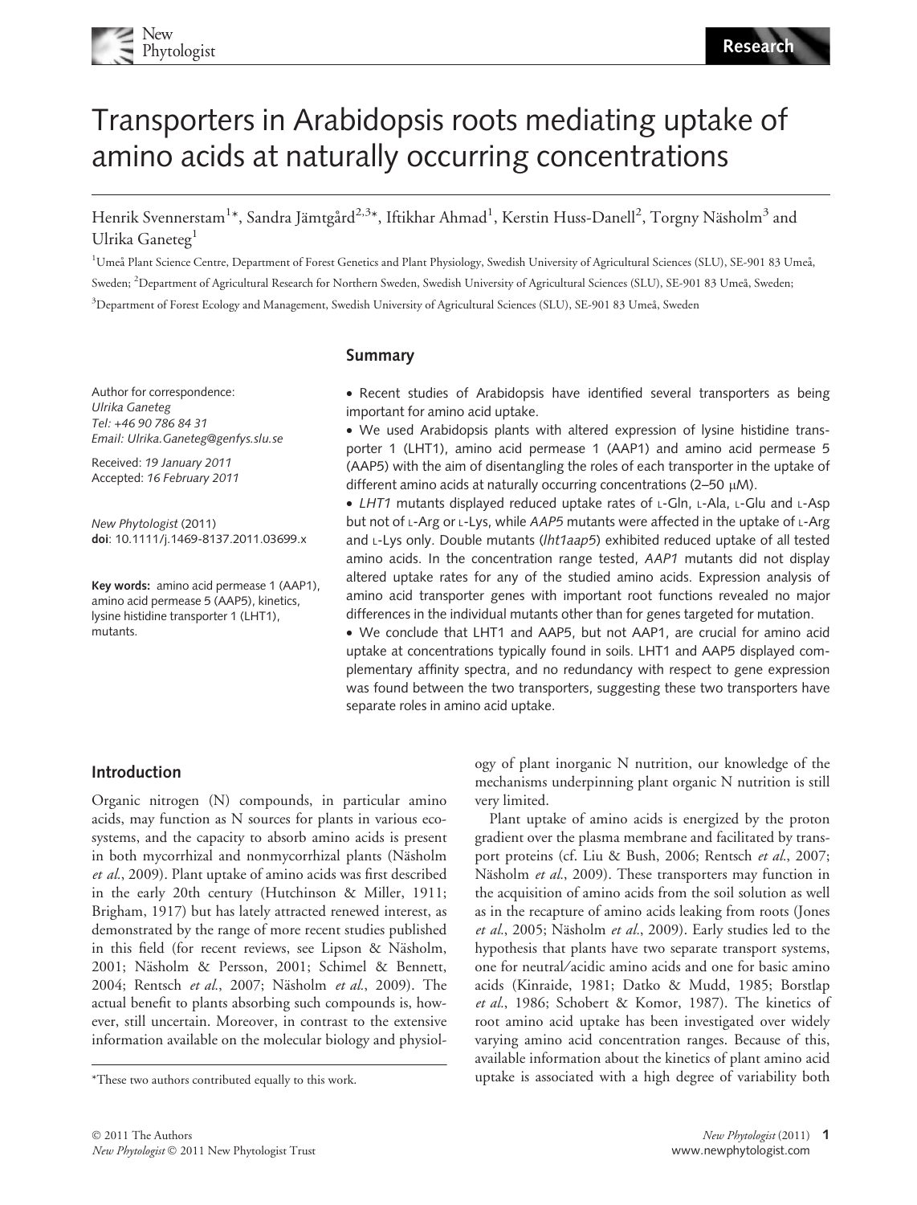# Transporters in Arabidopsis roots mediating uptake of amino acids at naturally occurring concentrations

Henrik Svennerstam[1]*, Sandra Jämtgård[2,3]*, Iftikhar Ahmad[1], Kerstin Huss-Danell[2], Torgny Näsholm[3] and Ulrika Ganeteg[1]

[1]Umeå Plant Science Centre, Department of Forest Genetics and Plant Physiology, Swedish University of Agricultural Sciences (SLU), SE-901 83 Umeå, Sweden; [2]Department of Agricultural Research for Northern Sweden, Swedish University of Agricultural Sciences (SLU), SE-901 83 Umeå, Sweden; [3]Department of Forest Ecology and Management, Swedish University of Agricultural Sciences (SLU), SE-901 83 Umeå, Sweden

Author for correspondence:
*Ulrika Ganeteg*
*Tel: +46 90 786 84 31*
*Email: Ulrika.Ganeteg@genfys.slu.se*

Received: *19 January 2011*
Accepted: *16 February 2011*

*New Phytologist* (2011)
**doi**: 10.1111/j.1469-8137.2011.03699.x

**Key words:** amino acid permease 1 (AAP1), amino acid permease 5 (AAP5), kinetics, lysine histidine transporter 1 (LHT1), mutants.

## Summary

- Recent studies of Arabidopsis have identified several transporters as being important for amino acid uptake.
- We used Arabidopsis plants with altered expression of lysine histidine transporter 1 (LHT1), amino acid permease 1 (AAP1) and amino acid permease 5 (AAP5) with the aim of disentangling the roles of each transporter in the uptake of different amino acids at naturally occurring concentrations (2–50 μM).
- *LHT1* mutants displayed reduced uptake rates of L-Gln, L-Ala, L-Glu and L-Asp but not of L-Arg or L-Lys, while *AAP5* mutants were affected in the uptake of L-Arg and L-Lys only. Double mutants (*lht1aap5*) exhibited reduced uptake of all tested amino acids. In the concentration range tested, *AAP1* mutants did not display altered uptake rates for any of the studied amino acids. Expression analysis of amino acid transporter genes with important root functions revealed no major differences in the individual mutants other than for genes targeted for mutation.
- We conclude that LHT1 and AAP5, but not AAP1, are crucial for amino acid uptake at concentrations typically found in soils. LHT1 and AAP5 displayed complementary affinity spectra, and no redundancy with respect to gene expression was found between the two transporters, suggesting these two transporters have separate roles in amino acid uptake.

## Introduction

Organic nitrogen (N) compounds, in particular amino acids, may function as N sources for plants in various ecosystems, and the capacity to absorb amino acids is present in both mycorrhizal and nonmycorrhizal plants (Näsholm *et al.*, 2009). Plant uptake of amino acids was first described in the early 20th century (Hutchinson & Miller, 1911; Brigham, 1917) but has lately attracted renewed interest, as demonstrated by the range of more recent studies published in this field (for recent reviews, see Lipson & Näsholm, 2001; Näsholm & Persson, 2001; Schimel & Bennett, 2004; Rentsch *et al.*, 2007; Näsholm *et al.*, 2009). The actual benefit to plants absorbing such compounds is, however, still uncertain. Moreover, in contrast to the extensive information available on the molecular biology and physiology of plant inorganic N nutrition, our knowledge of the mechanisms underpinning plant organic N nutrition is still very limited.

Plant uptake of amino acids is energized by the proton gradient over the plasma membrane and facilitated by transport proteins (cf. Liu & Bush, 2006; Rentsch *et al.*, 2007; Näsholm *et al.*, 2009). These transporters may function in the acquisition of amino acids from the soil solution as well as in the recapture of amino acids leaking from roots (Jones *et al.*, 2005; Näsholm *et al.*, 2009). Early studies led to the hypothesis that plants have two separate transport systems, one for neutral/acidic amino acids and one for basic amino acids (Kinraide, 1981; Datko & Mudd, 1985; Borstlap *et al.*, 1986; Schobert & Komor, 1987). The kinetics of root amino acid uptake has been investigated over widely varying amino acid concentration ranges. Because of this, available information about the kinetics of plant amino acid uptake is associated with a high degree of variability both

*These two authors contributed equally to this work.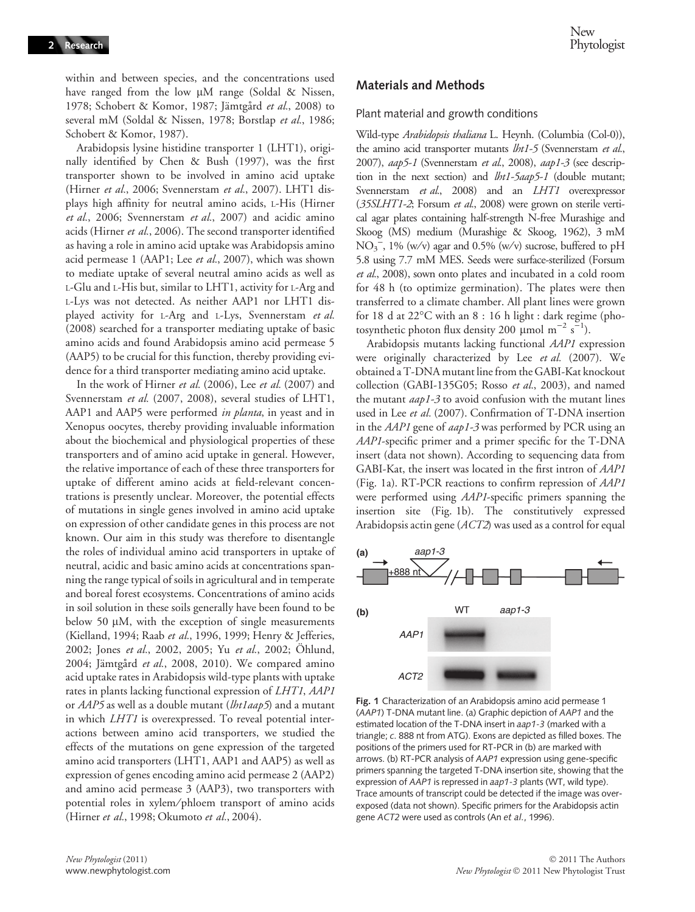within and between species, and the concentrations used have ranged from the low μM range (Soldal & Nissen, 1978; Schobert & Komor, 1987; Jämtgård *et al.*, 2008) to several mM (Soldal & Nissen, 1978; Borstlap *et al.*, 1986; Schobert & Komor, 1987).

Arabidopsis lysine histidine transporter 1 (LHT1), originally identified by Chen & Bush (1997), was the first transporter shown to be involved in amino acid uptake (Hirner *et al.*, 2006; Svennerstam *et al.*, 2007). LHT1 displays high affinity for neutral amino acids, L-His (Hirner *et al.*, 2006; Svennerstam *et al.*, 2007) and acidic amino acids (Hirner *et al.*, 2006). The second transporter identified as having a role in amino acid uptake was Arabidopsis amino acid permease 1 (AAP1; Lee *et al.*, 2007), which was shown to mediate uptake of several neutral amino acids as well as L-Glu and L-His but, similar to LHT1, activity for L-Arg and L-Lys was not detected. As neither AAP1 nor LHT1 displayed activity for L-Arg and L-Lys, Svennerstam *et al.* (2008) searched for a transporter mediating uptake of basic amino acids and found Arabidopsis amino acid permease 5 (AAP5) to be crucial for this function, thereby providing evidence for a third transporter mediating amino acid uptake.

In the work of Hirner *et al.* (2006), Lee *et al.* (2007) and Svennerstam *et al.* (2007, 2008), several studies of LHT1, AAP1 and AAP5 were performed *in planta*, in yeast and in Xenopus oocytes, thereby providing invaluable information about the biochemical and physiological properties of these transporters and of amino acid uptake in general. However, the relative importance of each of these three transporters for uptake of different amino acids at field-relevant concentrations is presently unclear. Moreover, the potential effects of mutations in single genes involved in amino acid uptake on expression of other candidate genes in this process are not known. Our aim in this study was therefore to disentangle the roles of individual amino acid transporters in uptake of neutral, acidic and basic amino acids at concentrations spanning the range typical of soils in agricultural and in temperate and boreal forest ecosystems. Concentrations of amino acids in soil solution in these soils generally have been found to be below 50 μM, with the exception of single measurements (Kielland, 1994; Raab *et al.*, 1996, 1999; Henry & Jefferies, 2002; Jones *et al.*, 2002, 2005; Yu *et al.*, 2002; Öhlund, 2004; Jämtgård *et al.*, 2008, 2010). We compared amino acid uptake rates in Arabidopsis wild-type plants with uptake rates in plants lacking functional expression of *LHT1*, *AAP1* or *AAP5* as well as a double mutant (*lht1aap5*) and a mutant in which *LHT1* is overexpressed. To reveal potential interactions between amino acid transporters, we studied the effects of the mutations on gene expression of the targeted amino acid transporters (LHT1, AAP1 and AAP5) as well as expression of genes encoding amino acid permease 2 (AAP2) and amino acid permease 3 (AAP3), two transporters with potential roles in xylem/phloem transport of amino acids (Hirner *et al.*, 1998; Okumoto *et al.*, 2004).

## Materials and Methods

### Plant material and growth conditions

Wild-type *Arabidopsis thaliana* L. Heynh. (Columbia (Col-0)), the amino acid transporter mutants *lht1-5* (Svennerstam *et al.*, 2007), *aap5-1* (Svennerstam *et al.*, 2008), *aap1-3* (see description in the next section) and *lht1-5aap5-1* (double mutant; Svennerstam *et al.*, 2008) and an *LHT1* overexpressor (*35SLHT1-2*; Forsum *et al.*, 2008) were grown on sterile vertical agar plates containing half-strength N-free Murashige and Skoog (MS) medium (Murashige & Skoog, 1962), 3 mM $NO_3^-$, 1% (w/v) agar and 0.5% (w/v) sucrose, buffered to pH 5.8 using 7.7 mM MES. Seeds were surface-sterilized (Forsum *et al.*, 2008), sown onto plates and incubated in a cold room for 48 h (to optimize germination). The plates were then transferred to a climate chamber. All plant lines were grown for 18 d at 22°C with an 8 : 16 h light : dark regime (photosynthetic photon flux density 200 μmol $m^{-2}$ $s^{-1}$).

Arabidopsis mutants lacking functional *AAP1* expression were originally characterized by Lee *et al.* (2007). We obtained a T-DNA mutant line from the GABI-Kat knockout collection (GABI-135G05; Rosso *et al.*, 2003), and named the mutant *aap1-3* to avoid confusion with the mutant lines used in Lee *et al.* (2007). Confirmation of T-DNA insertion in the *AAP1* gene of *aap1-3* was performed by PCR using an *AAP1*-specific primer and a primer specific for the T-DNA insert (data not shown). According to sequencing data from GABI-Kat, the insert was located in the first intron of *AAP1* (Fig. 1a). RT-PCR reactions to confirm repression of *AAP1* were performed using *AAP1*-specific primers spanning the insertion site (Fig. 1b). The constitutively expressed Arabidopsis actin gene (*ACT2*) was used as a control for equal

**Fig. 1** Characterization of an Arabidopsis amino acid permease 1 (*AAP1*) T-DNA mutant line. (a) Graphic depiction of *AAP1* and the estimated location of the T-DNA insert in *aap1-3* (marked with a triangle; *c*. 888 nt from ATG). Exons are depicted as filled boxes. The positions of the primers used for RT-PCR in (b) are marked with arrows. (b) RT-PCR analysis of *AAP1* expression using gene-specific primers spanning the targeted T-DNA insertion site, showing that the expression of *AAP1* is repressed in *aap1-3* plants (WT, wild type). Trace amounts of transcript could be detected if the image was overexposed (data not shown). Specific primers for the Arabidopsis actin gene *ACT2* were used as controls (An *et al.*, 1996).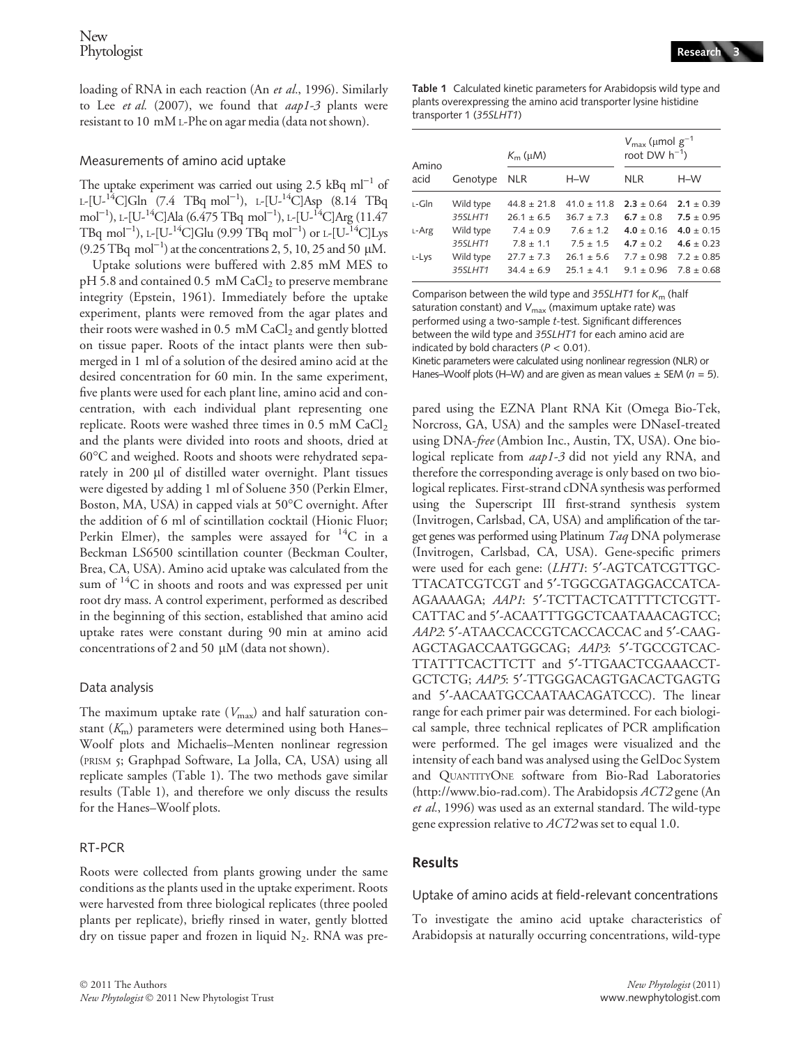loading of RNA in each reaction (An *et al.*, 1996). Similarly to Lee *et al.* (2007), we found that *aap1-3* plants were resistant to 10 mM L-Phe on agar media (data not shown).

### Measurements of amino acid uptake

The uptake experiment was carried out using 2.5 kBq $ml^{-1}$ of L-[U-$^{14}$C]Gln (7.4 TBq $mol^{-1}$), L-[U-$^{14}$C]Asp (8.14 TBq $mol^{-1}$), L-[U-$^{14}$C]Ala (6.475 TBq $mol^{-1}$), L-[U-$^{14}$C]Arg (11.47 TBq $mol^{-1}$), L-[U-$^{14}$C]Glu (9.99 TBq $mol^{-1}$) or L-[U-$^{14}$C]Lys (9.25 TBq $mol^{-1}$) at the concentrations 2, 5, 10, 25 and 50 μM.

Uptake solutions were buffered with 2.85 mM MES to pH 5.8 and contained 0.5 mM $CaCl_2$ to preserve membrane integrity (Epstein, 1961). Immediately before the uptake experiment, plants were removed from the agar plates and their roots were washed in 0.5 mM $CaCl_2$ and gently blotted on tissue paper. Roots of the intact plants were then submerged in 1 ml of a solution of the desired amino acid at the desired concentration for 60 min. In the same experiment, five plants were used for each plant line, amino acid and concentration, with each individual plant representing one replicate. Roots were washed three times in 0.5 mM $CaCl_2$ and the plants were divided into roots and shoots, dried at 60°C and weighed. Roots and shoots were rehydrated separately in 200 μl of distilled water overnight. Plant tissues were digested by adding 1 ml of Soluene 350 (Perkin Elmer, Boston, MA, USA) in capped vials at 50°C overnight. After the addition of 6 ml of scintillation cocktail (Hionic Fluor; Perkin Elmer), the samples were assayed for $^{14}$C in a Beckman LS6500 scintillation counter (Beckman Coulter, Brea, CA, USA). Amino acid uptake was calculated from the sum of $^{14}$C in shoots and roots and was expressed per unit root dry mass. A control experiment, performed as described in the beginning of this section, established that amino acid uptake rates were constant during 90 min at amino acid concentrations of 2 and 50 μM (data not shown).

### Data analysis

The maximum uptake rate ($V_{max}$) and half saturation constant ($K_m$) parameters were determined using both Hanes–Woolf plots and Michaelis–Menten nonlinear regression (PRISM 5; Graphpad Software, La Jolla, CA, USA) using all replicate samples (Table 1). The two methods gave similar results (Table 1), and therefore we only discuss the results for the Hanes–Woolf plots.

**Table 1** Calculated kinetic parameters for Arabidopsis wild type and plants overexpressing the amino acid transporter lysine histidine transporter 1 (*35SLHT1*)

| Amino acid | Genotype | $K_m$ (μM) | | $V_{max}$ (μmol $g^{-1}$ root DW $h^{-1}$) | |
|---|---|---|---|---|---|
| | | NLR | H–W | NLR | H–W |
| L-Gln | Wild type | 44.8 ± 21.8 | 41.0 ± 11.8 | **2.3** ± 0.64 | **2.1** ± 0.39 |
| | *35SLHT1* | 26.1 ± 6.5 | 36.7 ± 7.3 | **6.7** ± 0.8 | **7.5** ± 0.95 |
| L-Arg | Wild type | 7.4 ± 0.9 | 7.6 ± 1.2 | **4.0** ± 0.16 | **4.0** ± 0.15 |
| | *35SLHT1* | 7.8 ± 1.1 | 7.5 ± 1.5 | **4.7** ± 0.2 | **4.6** ± 0.23 |
| L-Lys | Wild type | 27.7 ± 7.3 | 26.1 ± 5.6 | 7.7 ± 0.98 | 7.2 ± 0.85 |
| | *35SLHT1* | 34.4 ± 6.9 | 25.1 ± 4.1 | 9.1 ± 0.96 | 7.8 ± 0.68 |

Comparison between the wild type and *35SLHT1* for $K_m$ (half saturation constant) and $V_{max}$ (maximum uptake rate) was performed using a two-sample *t*-test. Significant differences between the wild type and *35SLHT1* for each amino acid are indicated by bold characters ($P < 0.01$).
Kinetic parameters were calculated using nonlinear regression (NLR) or Hanes–Woolf plots (H–W) and are given as mean values ± SEM ($n = 5$).

### RT-PCR

Roots were collected from plants growing under the same conditions as the plants used in the uptake experiment. Roots were harvested from three biological replicates (three pooled plants per replicate), briefly rinsed in water, gently blotted dry on tissue paper and frozen in liquid $N_2$. RNA was prepared using the EZNA Plant RNA Kit (Omega Bio-Tek, Norcross, GA, USA) and the samples were DNaseI-treated using DNA-*free* (Ambion Inc., Austin, TX, USA). One biological replicate from *aap1-3* did not yield any RNA, and therefore the corresponding average is only based on two biological replicates. First-strand cDNA synthesis was performed using the Superscript III first-strand synthesis system (Invitrogen, Carlsbad, CA, USA) and amplification of the target genes was performed using Platinum *Taq* DNA polymerase (Invitrogen, Carlsbad, CA, USA). Gene-specific primers were used for each gene: (*LHT1*: 5′-AGTCATCGTTGCTTACATCGTCGT and 5′-TGGCGATAGGACCATCAAGAAAAGA; *AAP1*: 5′-TCTTACTCATTTTCTCGTTCATTAC and 5′-ACAATTTGGCTCAATAAACAGTCC; *AAP2*: 5′-ATAACCACCGTCACCACCAC and 5′-CAAGAGCTAGACCAATGGCAG; *AAP3*: 5′-TGCCGTCACTTATTTCACTTCTT and 5′-TTGAACTCGAAACCTGCTCTG; *AAP5*: 5′-TTGGGACAGTGACACTGAGTG and 5′-AACAATGCCAATAACAGATCCC). The linear range for each primer pair was determined. For each biological sample, three technical replicates of PCR amplification were performed. The gel images were visualized and the intensity of each band was analysed using the GelDoc System and QUANTITYONE software from Bio-Rad Laboratories (http://www.bio-rad.com). The Arabidopsis *ACT2* gene (An *et al.*, 1996) was used as an external standard. The wild-type gene expression relative to *ACT2* was set to equal 1.0.

## Results

### Uptake of amino acids at field-relevant concentrations

To investigate the amino acid uptake characteristics of Arabidopsis at naturally occurring concentrations, wild-type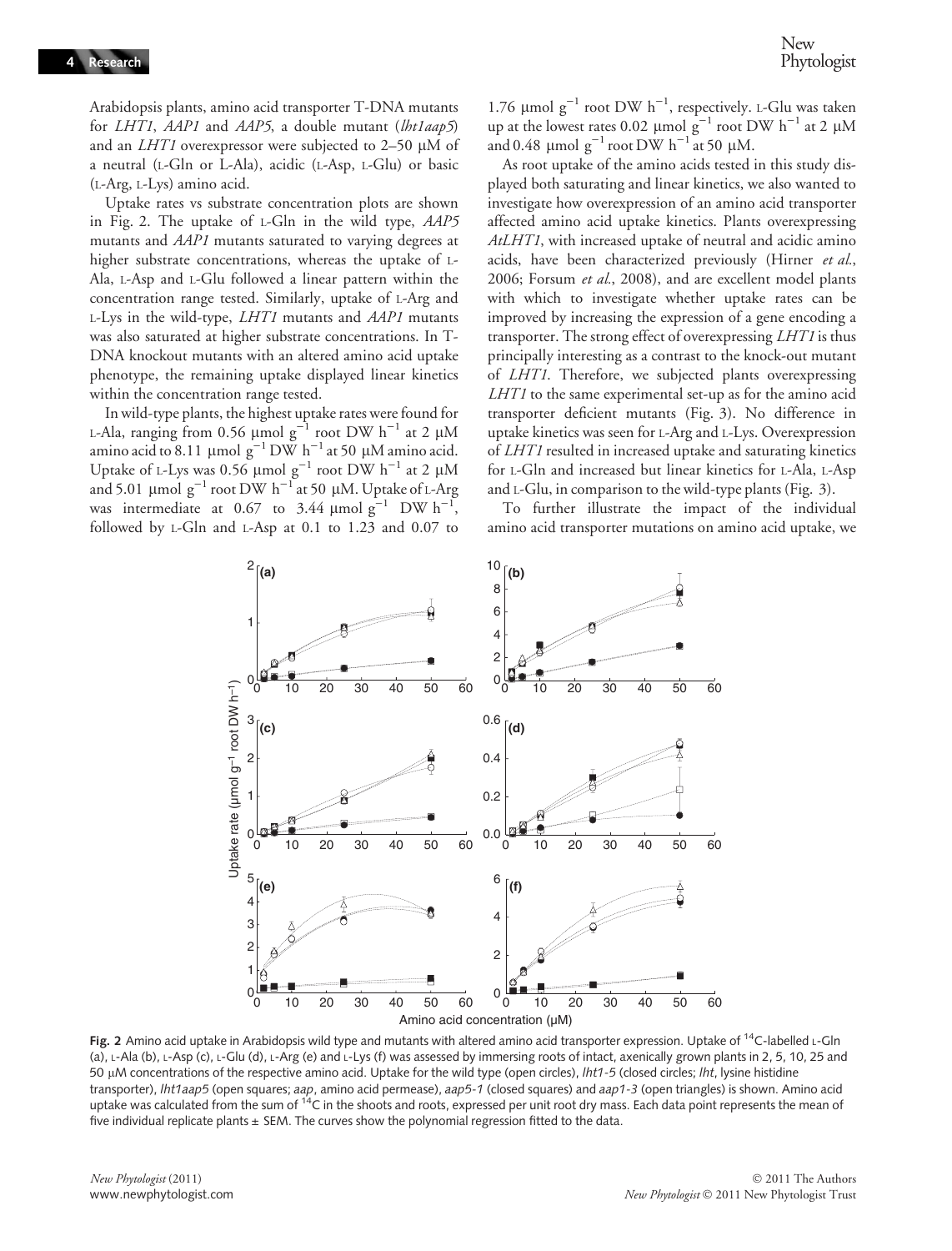Arabidopsis plants, amino acid transporter T-DNA mutants for *LHT1*, *AAP1* and *AAP5*, a double mutant (*lht1aap5*) and an *LHT1* overexpressor were subjected to 2–50 μM of a neutral (L-Gln or L-Ala), acidic (L-Asp, L-Glu) or basic (L-Arg, L-Lys) amino acid.

Uptake rates vs substrate concentration plots are shown in Fig. 2. The uptake of L-Gln in the wild type, *AAP5* mutants and *AAP1* mutants saturated to varying degrees at higher substrate concentrations, whereas the uptake of L-Ala, L-Asp and L-Glu followed a linear pattern within the concentration range tested. Similarly, uptake of L-Arg and L-Lys in the wild-type, *LHT1* mutants and *AAP1* mutants was also saturated at higher substrate concentrations. In T-DNA knockout mutants with an altered amino acid uptake phenotype, the remaining uptake displayed linear kinetics within the concentration range tested.

In wild-type plants, the highest uptake rates were found for L-Ala, ranging from 0.56 μmol $g^{-1}$ root DW $h^{-1}$ at 2 μM amino acid to 8.11 μmol $g^{-1}$ DW $h^{-1}$ at 50 μM amino acid. Uptake of L-Lys was 0.56 μmol $g^{-1}$ root DW $h^{-1}$ at 2 μM and 5.01 μmol $g^{-1}$ root DW $h^{-1}$ at 50 μM. Uptake of L-Arg was intermediate at 0.67 to 3.44 μmol $g^{-1}$ DW $h^{-1}$, followed by L-Gln and L-Asp at 0.1 to 1.23 and 0.07 to 1.76 μmol $g^{-1}$ root DW $h^{-1}$, respectively. L-Glu was taken up at the lowest rates 0.02 μmol $g^{-1}$ root DW $h^{-1}$ at 2 μM and 0.48 μmol $g^{-1}$ root DW $h^{-1}$ at 50 μM.

As root uptake of the amino acids tested in this study displayed both saturating and linear kinetics, we also wanted to investigate how overexpression of an amino acid transporter affected amino acid uptake kinetics. Plants overexpressing *AtLHT1*, with increased uptake of neutral and acidic amino acids, have been characterized previously (Hirner *et al.*, 2006; Forsum *et al.*, 2008), and are excellent model plants with which to investigate whether uptake rates can be improved by increasing the expression of a gene encoding a transporter. The strong effect of overexpressing *LHT1* is thus principally interesting as a contrast to the knock-out mutant of *LHT1*. Therefore, we subjected plants overexpressing *LHT1* to the same experimental set-up as for the amino acid transporter deficient mutants (Fig. 3). No difference in uptake kinetics was seen for L-Arg and L-Lys. Overexpression of *LHT1* resulted in increased uptake and saturating kinetics for L-Gln and increased but linear kinetics for L-Ala, L-Asp and L-Glu, in comparison to the wild-type plants (Fig. 3).

To further illustrate the impact of the individual amino acid transporter mutations on amino acid uptake, we

**Fig. 2** Amino acid uptake in Arabidopsis wild type and mutants with altered amino acid transporter expression. Uptake of $^{14}C$-labelled L-Gln (a), L-Ala (b), L-Asp (c), L-Glu (d), L-Arg (e) and L-Lys (f) was assessed by immersing roots of intact, axenically grown plants in 2, 5, 10, 25 and 50 μM concentrations of the respective amino acid. Uptake for the wild type (open circles), *lht1-5* (closed circles; *lht*, lysine histidine transporter), *lht1aap5* (open squares; *aap*, amino acid permease), *aap5-1* (closed squares) and *aap1-3* (open triangles) is shown. Amino acid uptake was calculated from the sum of $^{14}C$ in the shoots and roots, expressed per unit root dry mass. Each data point represents the mean of five individual replicate plants ± SEM. The curves show the polynomial regression fitted to the data.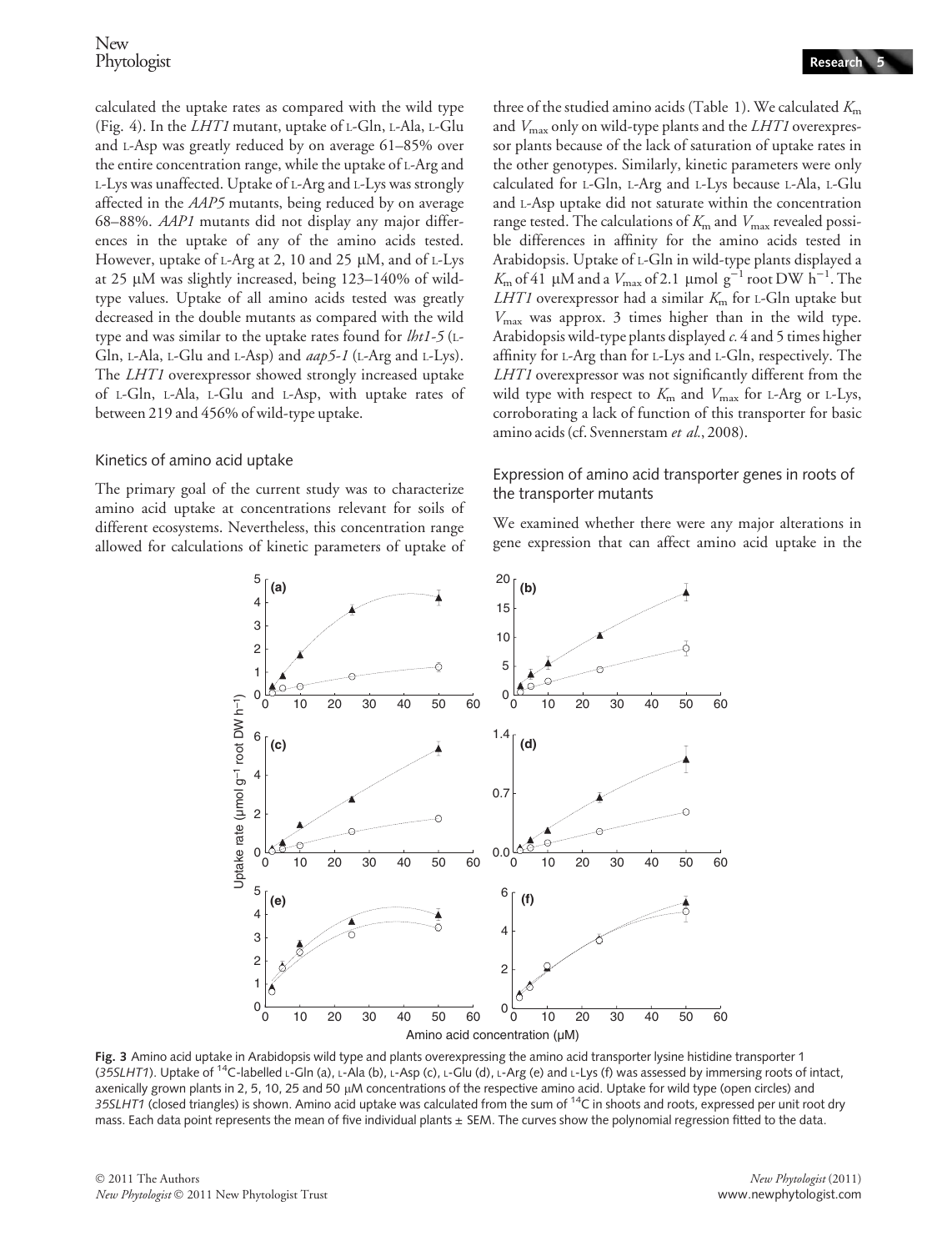calculated the uptake rates as compared with the wild type (Fig. 4). In the *LHT1* mutant, uptake of L-Gln, L-Ala, L-Glu and L-Asp was greatly reduced by on average 61–85% over the entire concentration range, while the uptake of L-Arg and L-Lys was unaffected. Uptake of L-Arg and L-Lys was strongly affected in the *AAP5* mutants, being reduced by on average 68–88%. *AAP1* mutants did not display any major differences in the uptake of any of the amino acids tested. However, uptake of L-Arg at 2, 10 and 25 μM, and of L-Lys at 25 μM was slightly increased, being 123–140% of wild-type values. Uptake of all amino acids tested was greatly decreased in the double mutants as compared with the wild type and was similar to the uptake rates found for *lht1-5* (L-Gln, L-Ala, L-Glu and L-Asp) and *aap5-1* (L-Arg and L-Lys). The *LHT1* overexpressor showed strongly increased uptake of L-Gln, L-Ala, L-Glu and L-Asp, with uptake rates of between 219 and 456% of wild-type uptake.

### Kinetics of amino acid uptake

The primary goal of the current study was to characterize amino acid uptake at concentrations relevant for soils of different ecosystems. Nevertheless, this concentration range allowed for calculations of kinetic parameters of uptake of three of the studied amino acids (Table 1). We calculated $K_m$ and $V_{max}$ only on wild-type plants and the *LHT1* overexpressor plants because of the lack of saturation of uptake rates in the other genotypes. Similarly, kinetic parameters were only calculated for L-Gln, L-Arg and L-Lys because L-Ala, L-Glu and L-Asp uptake did not saturate within the concentration range tested. The calculations of $K_m$ and $V_{max}$ revealed possible differences in affinity for the amino acids tested in Arabidopsis. Uptake of L-Gln in wild-type plants displayed a $K_m$ of 41 μM and a $V_{max}$ of 2.1 μmol $g^{-1}$ root DW $h^{-1}$. The *LHT1* overexpressor had a similar $K_m$ for L-Gln uptake but $V_{max}$ was approx. 3 times higher than in the wild type. Arabidopsis wild-type plants displayed *c.* 4 and 5 times higher affinity for L-Arg than for L-Lys and L-Gln, respectively. The *LHT1* overexpressor was not significantly different from the wild type with respect to $K_m$ and $V_{max}$ for L-Arg or L-Lys, corroborating a lack of function of this transporter for basic amino acids (cf. Svennerstam *et al.*, 2008).

### Expression of amino acid transporter genes in roots of the transporter mutants

We examined whether there were any major alterations in gene expression that can affect amino acid uptake in the

**Fig. 3** Amino acid uptake in Arabidopsis wild type and plants overexpressing the amino acid transporter lysine histidine transporter 1 (*35SLHT1*). Uptake of $^{14}C$-labelled L-Gln (a), L-Ala (b), L-Asp (c), L-Glu (d), L-Arg (e) and L-Lys (f) was assessed by immersing roots of intact, axenically grown plants in 2, 5, 10, 25 and 50 μM concentrations of the respective amino acid. Uptake for wild type (open circles) and *35SLHT1* (closed triangles) is shown. Amino acid uptake was calculated from the sum of $^{14}C$ in shoots and roots, expressed per unit root dry mass. Each data point represents the mean of five individual plants ± SEM. The curves show the polynomial regression fitted to the data.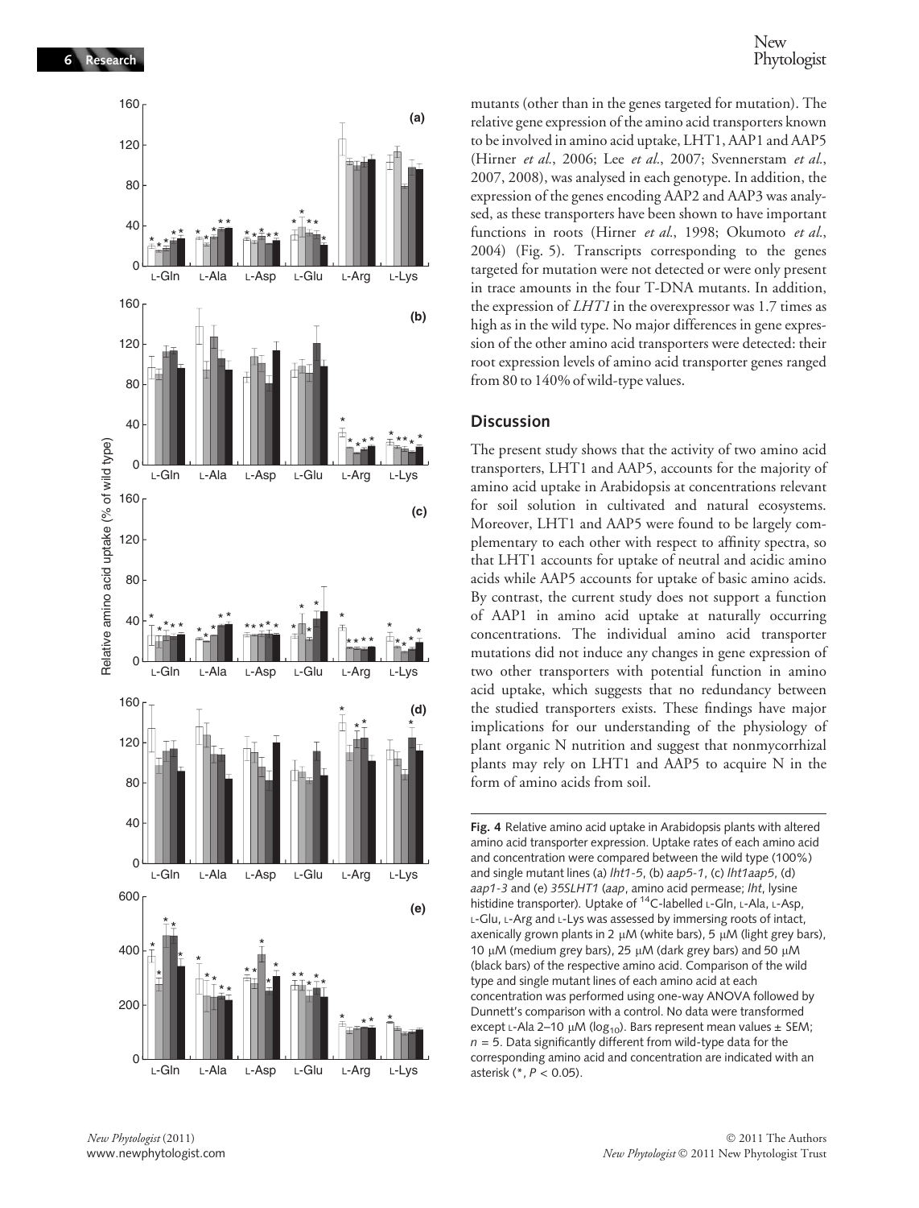mutants (other than in the genes targeted for mutation). The relative gene expression of the amino acid transporters known to be involved in amino acid uptake, LHT1, AAP1 and AAP5 (Hirner *et al.*, 2006; Lee *et al.*, 2007; Svennerstam *et al.*, 2007, 2008), was analysed in each genotype. In addition, the expression of the genes encoding AAP2 and AAP3 was analysed, as these transporters have been shown to have important functions in roots (Hirner *et al.*, 1998; Okumoto *et al.*, 2004) (Fig. 5). Transcripts corresponding to the genes targeted for mutation were not detected or were only present in trace amounts in the four T-DNA mutants. In addition, the expression of *LHT1* in the overexpressor was 1.7 times as high as in the wild type. No major differences in gene expression of the other amino acid transporters were detected: their root expression levels of amino acid transporter genes ranged from 80 to 140% of wild-type values.

## Discussion

The present study shows that the activity of two amino acid transporters, LHT1 and AAP5, accounts for the majority of amino acid uptake in Arabidopsis at concentrations relevant for soil solution in cultivated and natural ecosystems. Moreover, LHT1 and AAP5 were found to be largely complementary to each other with respect to affinity spectra, so that LHT1 accounts for uptake of neutral and acidic amino acids while AAP5 accounts for uptake of basic amino acids. By contrast, the current study does not support a function of AAP1 in amino acid uptake at naturally occurring concentrations. The individual amino acid transporter mutations did not induce any changes in gene expression of two other transporters with potential function in amino acid uptake, which suggests that no redundancy between the studied transporters exists. These findings have major implications for our understanding of the physiology of plant organic N nutrition and suggest that nonmycorrhizal plants may rely on LHT1 and AAP5 to acquire N in the form of amino acids from soil.

**Fig. 4** Relative amino acid uptake in Arabidopsis plants with altered amino acid transporter expression. Uptake rates of each amino acid and concentration were compared between the wild type (100%) and single mutant lines (a) *lht1-5*, (b) *aap5-1*, (c) *lht1aap5*, (d) *aap1-3* and (e) *35SLHT1* (*aap*, amino acid permease; *lht*, lysine histidine transporter). Uptake of $^{14}$C-labelled L-Gln, L-Ala, L-Asp, L-Glu, L-Arg and L-Lys was assessed by immersing roots of intact, axenically grown plants in 2 μM (white bars), 5 μM (light grey bars), 10 μM (medium grey bars), 25 μM (dark grey bars) and 50 μM (black bars) of the respective amino acid. Comparison of the wild type and single mutant lines of each amino acid at each concentration was performed using one-way ANOVA followed by Dunnett's comparison with a control. No data were transformed except L-Ala 2–10 μM ($\log_{10}$). Bars represent mean values ± SEM; $n = 5$. Data significantly different from wild-type data for the corresponding amino acid and concentration are indicated with an asterisk (*, $P < 0.05$).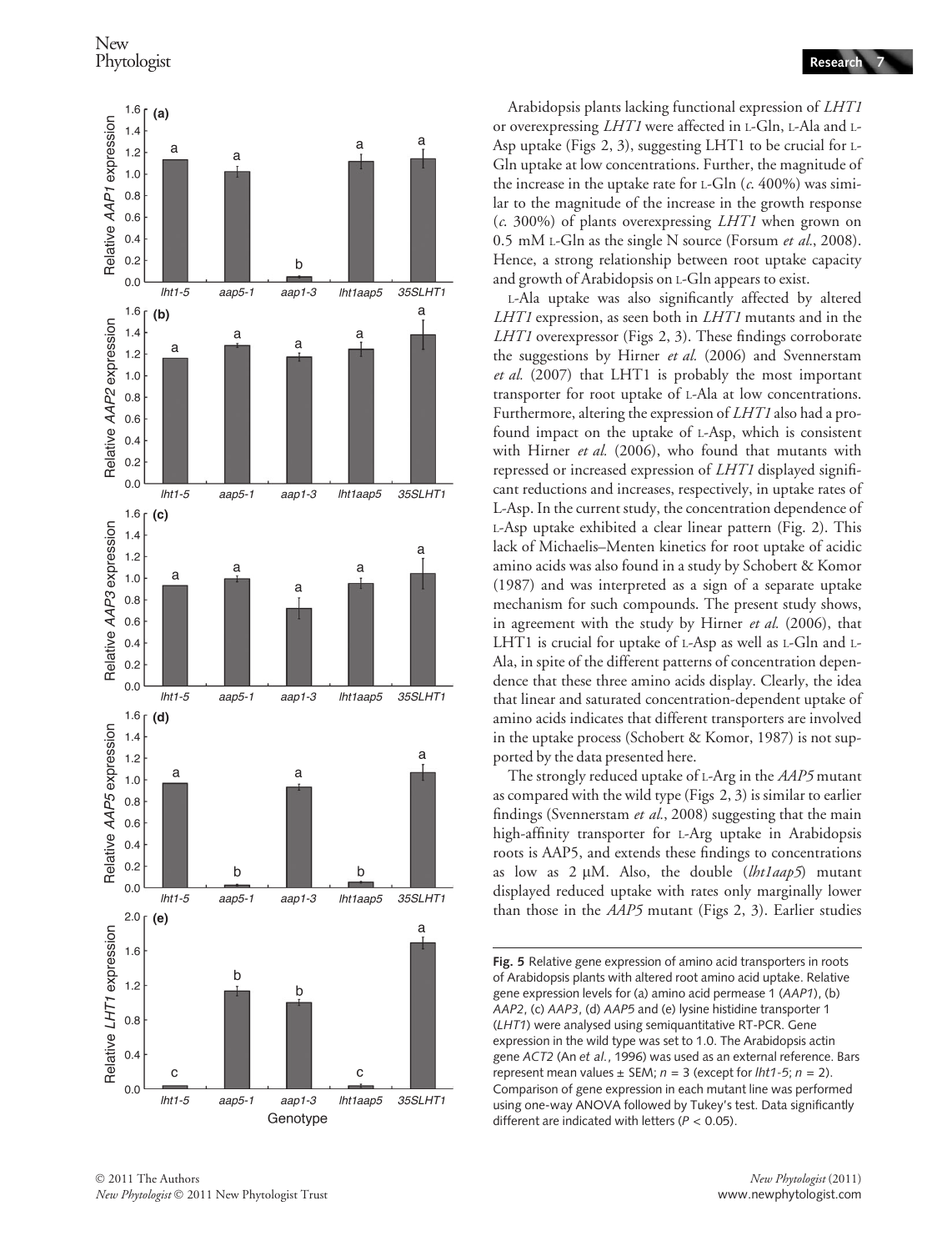Arabidopsis plants lacking functional expression of *LHT1* or overexpressing *LHT1* were affected in L-Gln, L-Ala and L-Asp uptake (Figs 2, 3), suggesting LHT1 to be crucial for L-Gln uptake at low concentrations. Further, the magnitude of the increase in the uptake rate for L-Gln (*c.* 400%) was similar to the magnitude of the increase in the growth response (*c.* 300%) of plants overexpressing *LHT1* when grown on 0.5 mM L-Gln as the single N source (Forsum *et al.*, 2008). Hence, a strong relationship between root uptake capacity and growth of Arabidopsis on L-Gln appears to exist.

L-Ala uptake was also significantly affected by altered *LHT1* expression, as seen both in *LHT1* mutants and in the *LHT1* overexpressor (Figs 2, 3). These findings corroborate the suggestions by Hirner *et al.* (2006) and Svennerstam *et al.* (2007) that LHT1 is probably the most important transporter for root uptake of L-Ala at low concentrations. Furthermore, altering the expression of *LHT1* also had a profound impact on the uptake of L-Asp, which is consistent with Hirner *et al.* (2006), who found that mutants with repressed or increased expression of *LHT1* displayed significant reductions and increases, respectively, in uptake rates of L-Asp. In the current study, the concentration dependence of L-Asp uptake exhibited a clear linear pattern (Fig. 2). This lack of Michaelis–Menten kinetics for root uptake of acidic amino acids was also found in a study by Schobert & Komor (1987) and was interpreted as a sign of a separate uptake mechanism for such compounds. The present study shows, in agreement with the study by Hirner *et al.* (2006), that LHT1 is crucial for uptake of L-Asp as well as L-Gln and L-Ala, in spite of the different patterns of concentration dependence that these three amino acids display. Clearly, the idea that linear and saturated concentration-dependent uptake of amino acids indicates that different transporters are involved in the uptake process (Schobert & Komor, 1987) is not supported by the data presented here.

The strongly reduced uptake of L-Arg in the *AAP5* mutant as compared with the wild type (Figs 2, 3) is similar to earlier findings (Svennerstam *et al.*, 2008) suggesting that the main high-affinity transporter for L-Arg uptake in Arabidopsis roots is AAP5, and extends these findings to concentrations as low as 2 μM. Also, the double (*lht1aap5*) mutant displayed reduced uptake with rates only marginally lower than those in the *AAP5* mutant (Figs 2, 3). Earlier studies

**Fig. 5** Relative gene expression of amino acid transporters in roots of Arabidopsis plants with altered root amino acid uptake. Relative gene expression levels for (a) amino acid permease 1 (*AAP1*), (b) *AAP2*, (c) *AAP3*, (d) *AAP5* and (e) lysine histidine transporter 1 (*LHT1*) were analysed using semiquantitative RT-PCR. Gene expression in the wild type was set to 1.0. The Arabidopsis actin gene *ACT2* (An *et al.*, 1996) was used as an external reference. Bars represent mean values ± SEM; $n = 3$ (except for *lht1-5*; $n = 2$). Comparison of gene expression in each mutant line was performed using one-way ANOVA followed by Tukey's test. Data significantly different are indicated with letters ($P < 0.05$).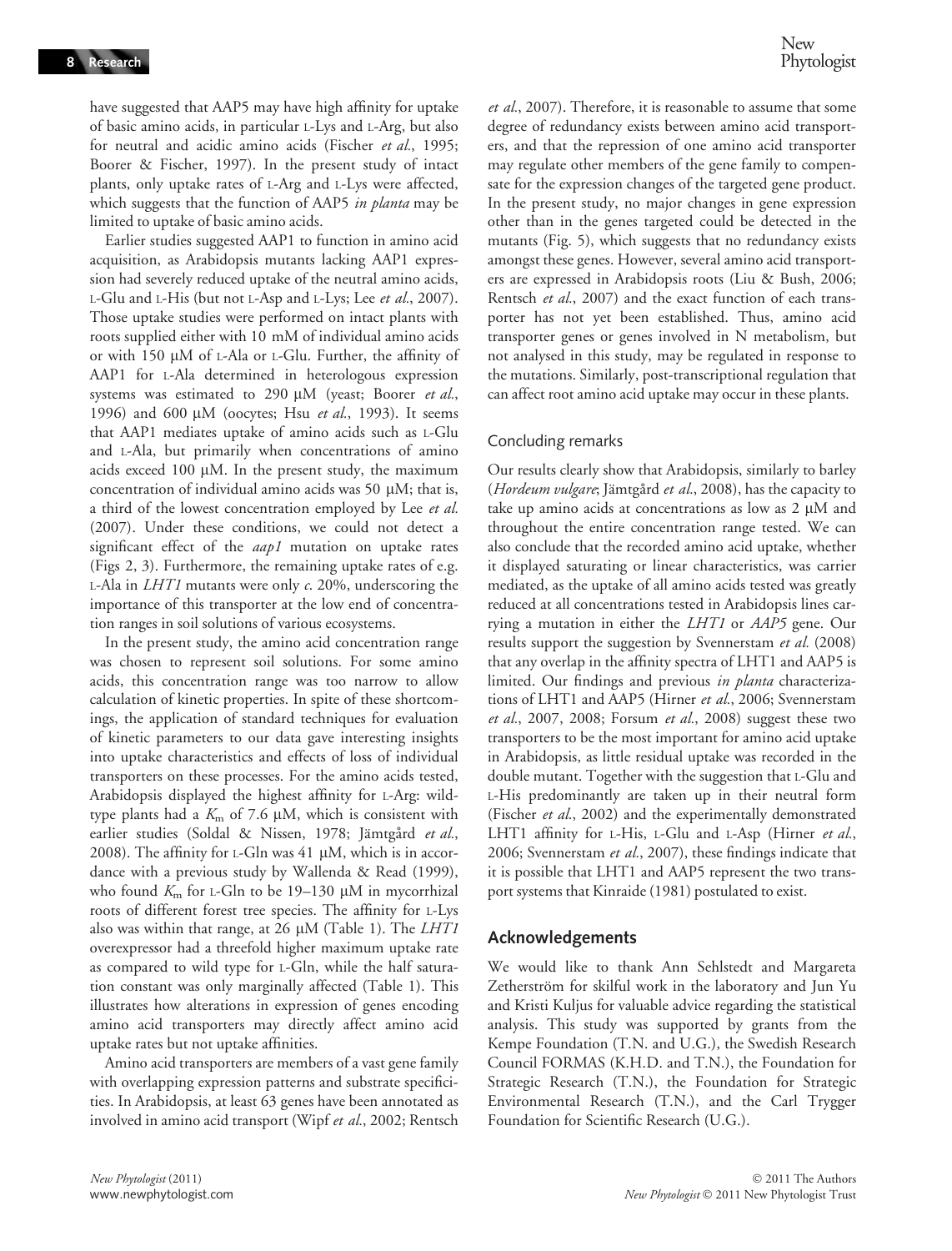have suggested that AAP5 may have high affinity for uptake of basic amino acids, in particular L-Lys and L-Arg, but also for neutral and acidic amino acids (Fischer *et al.*, 1995; Boorer & Fischer, 1997). In the present study of intact plants, only uptake rates of L-Arg and L-Lys were affected, which suggests that the function of AAP5 *in planta* may be limited to uptake of basic amino acids.

Earlier studies suggested AAP1 to function in amino acid acquisition, as Arabidopsis mutants lacking AAP1 expression had severely reduced uptake of the neutral amino acids, L-Glu and L-His (but not L-Asp and L-Lys; Lee *et al.*, 2007). Those uptake studies were performed on intact plants with roots supplied either with 10 mM of individual amino acids or with 150 μM of L-Ala or L-Glu. Further, the affinity of AAP1 for L-Ala determined in heterologous expression systems was estimated to 290 μM (yeast; Boorer *et al.*, 1996) and 600 μM (oocytes; Hsu *et al.*, 1993). It seems that AAP1 mediates uptake of amino acids such as L-Glu and L-Ala, but primarily when concentrations of amino acids exceed 100 μM. In the present study, the maximum concentration of individual amino acids was 50 μM; that is, a third of the lowest concentration employed by Lee *et al.* (2007). Under these conditions, we could not detect a significant effect of the *aap1* mutation on uptake rates (Figs 2, 3). Furthermore, the remaining uptake rates of e.g. L-Ala in *LHT1* mutants were only *c.* 20%, underscoring the importance of this transporter at the low end of concentration ranges in soil solutions of various ecosystems.

In the present study, the amino acid concentration range was chosen to represent soil solutions. For some amino acids, this concentration range was too narrow to allow calculation of kinetic properties. In spite of these shortcomings, the application of standard techniques for evaluation of kinetic parameters to our data gave interesting insights into uptake characteristics and effects of loss of individual transporters on these processes. For the amino acids tested, Arabidopsis displayed the highest affinity for L-Arg: wild-type plants had a $K_m$ of 7.6 μM, which is consistent with earlier studies (Soldal & Nissen, 1978; Jämtgård *et al.*, 2008). The affinity for L-Gln was 41 μM, which is in accordance with a previous study by Wallenda & Read (1999), who found $K_m$ for L-Gln to be 19–130 μM in mycorrhizal roots of different forest tree species. The affinity for L-Lys also was within that range, at 26 μM (Table 1). The *LHT1* overexpressor had a threefold higher maximum uptake rate as compared to wild type for L-Gln, while the half saturation constant was only marginally affected (Table 1). This illustrates how alterations in expression of genes encoding amino acid transporters may directly affect amino acid uptake rates but not uptake affinities.

Amino acid transporters are members of a vast gene family with overlapping expression patterns and substrate specificities. In Arabidopsis, at least 63 genes have been annotated as involved in amino acid transport (Wipf *et al.*, 2002; Rentsch *et al.*, 2007). Therefore, it is reasonable to assume that some degree of redundancy exists between amino acid transporters, and that the repression of one amino acid transporter may regulate other members of the gene family to compensate for the expression changes of the targeted gene product. In the present study, no major changes in gene expression other than in the genes targeted could be detected in the mutants (Fig. 5), which suggests that no redundancy exists amongst these genes. However, several amino acid transporters are expressed in Arabidopsis roots (Liu & Bush, 2006; Rentsch *et al.*, 2007) and the exact function of each transporter has not yet been established. Thus, amino acid transporter genes or genes involved in N metabolism, but not analysed in this study, may be regulated in response to the mutations. Similarly, post-transcriptional regulation that can affect root amino acid uptake may occur in these plants.

### Concluding remarks

Our results clearly show that Arabidopsis, similarly to barley (*Hordeum vulgare*; Jämtgård *et al.*, 2008), has the capacity to take up amino acids at concentrations as low as 2 μM and throughout the entire concentration range tested. We can also conclude that the recorded amino acid uptake, whether it displayed saturating or linear characteristics, was carrier mediated, as the uptake of all amino acids tested was greatly reduced at all concentrations tested in Arabidopsis lines carrying a mutation in either the *LHT1* or *AAP5* gene. Our results support the suggestion by Svennerstam *et al.* (2008) that any overlap in the affinity spectra of LHT1 and AAP5 is limited. Our findings and previous *in planta* characterizations of LHT1 and AAP5 (Hirner *et al.*, 2006; Svennerstam *et al.*, 2007, 2008; Forsum *et al.*, 2008) suggest these two transporters to be the most important for amino acid uptake in Arabidopsis, as little residual uptake was recorded in the double mutant. Together with the suggestion that L-Glu and L-His predominantly are taken up in their neutral form (Fischer *et al.*, 2002) and the experimentally demonstrated LHT1 affinity for L-His, L-Glu and L-Asp (Hirner *et al.*, 2006; Svennerstam *et al.*, 2007), these findings indicate that it is possible that LHT1 and AAP5 represent the two transport systems that Kinraide (1981) postulated to exist.

## Acknowledgements

We would like to thank Ann Sehlstedt and Margareta Zetherström for skilful work in the laboratory and Jun Yu and Kristi Kuljus for valuable advice regarding the statistical analysis. This study was supported by grants from the Kempe Foundation (T.N. and U.G.), the Swedish Research Council FORMAS (K.H.D. and T.N.), the Foundation for Strategic Research (T.N.), the Foundation for Strategic Environmental Research (T.N.), and the Carl Trygger Foundation for Scientific Research (U.G.).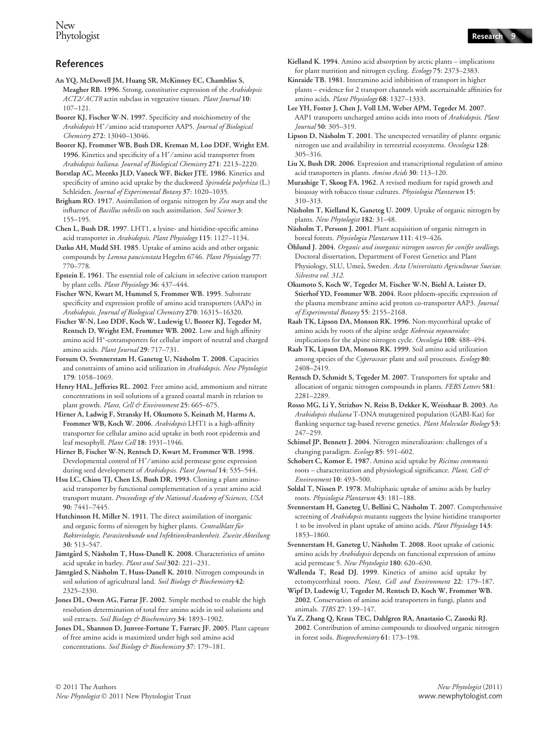## References

**An YQ, McDowell JM, Huang SR, McKinney EC, Chambliss S, Meagher RB. 1996**. Strong, constitutive expression of the *Arabidopsis ACT2/ACT8* actin subclass in vegetative tissues. *Plant Journal* **10**: 107–121.

**Boorer KJ, Fischer W-N. 1997**. Specificity and stoichiometry of the *Arabidopsis* $H^+$/amino acid transporter AAP5. *Journal of Biological Chemistry* **272**: 13040–13046.

**Boorer KJ, Frommer WB, Bush DR, Kreman M, Loo DDF, Wright EM. 1996**. Kinetics and specificity of a $H^+$/amino acid transporter from *Arabidopsis haliana*. *Journal of Biological Chemistry* **271**: 2213–2220.

**Borstlap AC, Meenks JLD, Vaneck WF, Bicker JTE. 1986**. Kinetics and specificity of amino acid uptake by the duckweed *Spirodela polyrhiza* (L.) Schleiden. *Journal of Experimental Botany* **37**: 1020–1035.

**Brigham RO. 1917**. Assimilation of organic nitrogen by *Zea mays* and the influence of *Bacillus subtilis* on such assimilation. *Soil Science* **3**: 155–195.

**Chen L, Bush DR. 1997**. LHT1, a lysine- and histidine-specific amino acid transporter in *Arabidopsis*. *Plant Physiology* **115**: 1127–1134.

**Datko AH, Mudd SH. 1985**. Uptake of amino acids and other organic compounds by *Lemna paucicostata* Hegelm 6746. *Plant Physiology* **77**: 770–778.

**Epstein E. 1961**. The essential role of calcium in selective cation transport by plant cells. *Plant Physiology* **36**: 437–444.

**Fischer WN, Kwart M, Hummel S, Frommer WB. 1995**. Substrate specificity and expression profile of amino acid transporters (AAPs) in *Arabidopsis*. *Journal of Biological Chemistry* **270**: 16315–16320.

**Fischer W-N, Loo DDF, Koch W, Ludewig U, Boorer KJ, Tegeder M, Rentsch D, Wright EM, Frommer WB. 2002**. Low and high affinity amino acid $H^+$-cotransporters for cellular import of neutral and charged amino acids. *Plant Journal* **29**: 717–731.

**Forsum O, Svennerstam H, Ganeteg U, Näsholm T. 2008**. Capacities and constraints of amino acid utilization in *Arabidopsis*. *New Phytologist* **179**: 1058–1069.

**Henry HAL, Jefferies RL. 2002**. Free amino acid, ammonium and nitrate concentrations in soil solutions of a grazed coastal marsh in relation to plant growth. *Plant, Cell & Environment* **25**: 665–675.

**Hirner A, Ladwig F, Stransky H, Okumoto S, Keinath M, Harms A, Frommer WB, Koch W. 2006**. *Arabidopsis* LHT1 is a high-affinity transporter for cellular amino acid uptake in both root epidermis and leaf mesophyll. *Plant Cell* **18**: 1931–1946.

**Hirner B, Fischer W-N, Rentsch D, Kwart M, Frommer WB. 1998**. Developmental control of $H^+$/amino acid permease gene expression during seed development of *Arabidopsis*. *Plant Journal* **14**: 535–544.

**Hsu LC, Chiou TJ, Chen LS, Bush DR. 1993**. Cloning a plant amino-acid transporter by functional complementation of a yeast amino acid transport mutant. *Proceedings of the National Academy of Sciences, USA* **90**: 7441–7445.

**Hutchinson H, Miller N. 1911**. The direct assimilation of inorganic and organic forms of nitrogen by higher plants. *Centralblatt für Bakteriologie, Parasitenkunde und Infektionskrankenheit. Zweite Abteilung* **30**: 513–547.

**Jämtgård S, Näsholm T, Huss-Danell K. 2008**. Characteristics of amino acid uptake in barley. *Plant and Soil* **302**: 221–231.

**Jämtgård S, Näsholm T, Huss-Danell K. 2010**. Nitrogen compounds in soil solution of agricultural land. *Soil Biology & Biochemistry* **42**: 2325–2330.

**Jones DL, Owen AG, Farrar JF. 2002**. Simple method to enable the high resolution determination of total free amino acids in soil solutions and soil extracts. *Soil Biology & Biochemistry* **34**: 1893–1902.

**Jones DL, Shannon D, Junvee-Fortune T, Farrarc JF. 2005**. Plant capture of free amino acids is maximized under high soil amino acid concentrations. *Soil Biology & Biochemistry* **37**: 179–181.

**Kielland K. 1994**. Amino acid absorption by arctic plants – implications for plant nutrition and nitrogen cycling. *Ecology* **75**: 2373–2383.

**Kinraide TB. 1981**. Interamino acid inhibition of transport in higher plants – evidence for 2 transport channels with ascertainable affinities for amino acids. *Plant Physiology* **68**: 1327–1333.

**Lee YH, Foster J, Chen J, Voll LM, Weber APM, Tegeder M. 2007**. AAP1 transports uncharged amino acids into roots of *Arabidopsis*. *Plant Journal* **50**: 305–319.

**Lipson D, Näsholm T. 2001**. The unexpected versatility of plants: organic nitrogen use and availability in terrestrial ecosystems. *Oecologia* **128**: 305–316.

**Liu X, Bush DR. 2006**. Expression and transcriptional regulation of amino acid transporters in plants. *Amino Acids* **30**: 113–120.

**Murashige T, Skoog FA. 1962**. A revised medium for rapid growth and bioassay with tobacco tissue cultures. *Physiologia Plantarum* **15**: 310–313.

**Näsholm T, Kielland K, Ganeteg U. 2009**. Uptake of organic nitrogen by plants. *New Phytologist* **182**: 31–48.

**Näsholm T, Persson J. 2001**. Plant acquisition of organic nitrogen in boreal forests. *Physiologia Plantarum* **111**: 419–426.

**Öhlund J. 2004**. *Organic and inorganic nitrogen sources for conifer seedlings.* Doctoral dissertation, Department of Forest Genetics and Plant Physiology, SLU, Umeå, Sweden. *Acta Universitatis Agriculturae Sueciae. Silvestra vol. 312.*

**Okumoto S, Koch W, Tegeder M, Fischer W-N, Biehl A, Leister D, Stierhof YD, Frommer WB. 2004**. Root phloem-specific expression of the plasma membrane amino acid proton co-transporter AAP3. *Journal of Experimental Botany* **55**: 2155–2168.

**Raab TK, Lipson DA, Monson RK. 1996**. Non-mycorrhizal uptake of amino acids by roots of the alpine sedge *Kobresia myosuroides*: implications for the alpine nitrogen cycle. *Oecologia* **108**: 488–494.

**Raab TK, Lipson DA, Monson RK. 1999**. Soil amino acid utilization among species of the *Cyperaceae*: plant and soil processes. *Ecology* **80**: 2408–2419.

**Rentsch D, Schmidt S, Tegeder M. 2007**. Transporters for uptake and allocation of organic nitrogen compounds in plants. *FEBS Letters* **581**: 2281–2289.

**Rosso MG, Li Y, Strizhov N, Reiss B, Dekker K, Weisshaar B. 2003**. An *Arabidopsis thaliana* T-DNA mutagenized population (GABI-Kat) for flanking sequence tag-based reverse genetics. *Plant Molecular Biology* **53**: 247–259.

**Schimel JP, Bennett J. 2004**. Nitrogen mineralization: challenges of a changing paradigm. *Ecology* **85**: 591–602.

**Schobert C, Komor E. 1987**. Amino acid uptake by *Ricinus communis* roots – characterization and physiological significance. *Plant, Cell & Environment* **10**: 493–500.

**Soldal T, Nissen P. 1978**. Multiphasic uptake of amino acids by barley roots. *Physiologia Plantarum* **43**: 181–188.

**Svennerstam H, Ganeteg U, Bellini C, Näsholm T. 2007**. Comprehensive screening of *Arabidopsis* mutants suggests the lysine histidine transporter 1 to be involved in plant uptake of amino acids. *Plant Physiology* **143**: 1853–1860.

**Svennerstam H, Ganeteg U, Näsholm T. 2008**. Root uptake of cationic amino acids by *Arabidopsis* depends on functional expression of amino acid permease 5. *New Phytologist* **180**: 620–630.

**Wallenda T, Read DJ. 1999**. Kinetics of amino acid uptake by ectomycorrhizal roots. *Plant, Cell and Environment* **22**: 179–187.

**Wipf D, Ludewig U, Tegeder M, Rentsch D, Koch W, Frommer WB. 2002**. Conservation of amino acid transporters in fungi, plants and animals. *TIBS* **27**: 139–147.

**Yu Z, Zhang Q, Kraus TEC, Dahlgren RA, Anastasio C, Zasoski RJ. 2002**. Contribution of amino compounds to dissolved organic nitrogen in forest soils. *Biogeochemistry* **61**: 173–198.